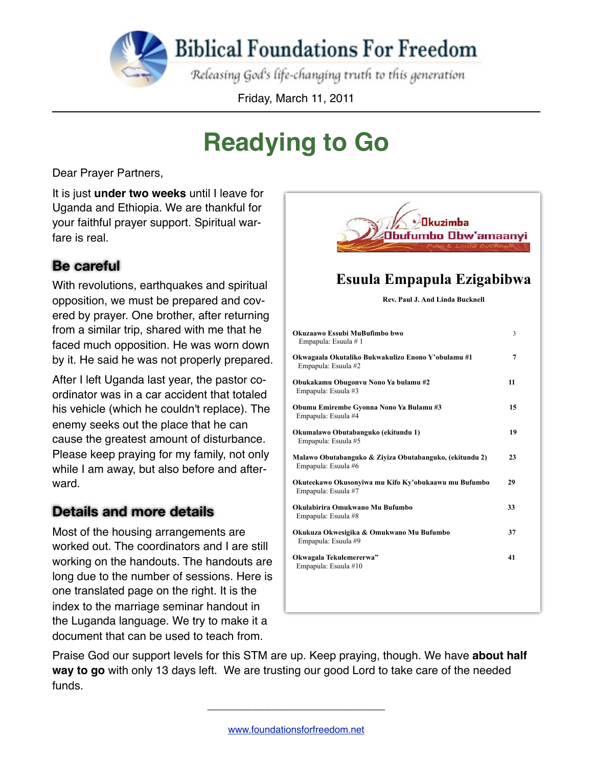# Biblical Foundations For Freedom

*Releasing God's life-changing truth to this generation*

Friday, March 11, 2011

# Readying to Go

Dear Prayer Partners,

It is just **under two weeks** until I leave for Uganda and Ethiopia. We are thankful for your faithful prayer support. Spiritual warfare is real.

## Be careful

With revolutions, earthquakes and spiritual opposition, we must be prepared and covered by prayer. One brother, after returning from a similar trip, shared with me that he faced much opposition. He was worn down by it. He said he was not properly prepared.

After I left Uganda last year, the pastor coordinator was in a car accident that totaled his vehicle (which he couldn't replace). The enemy seeks out the place that he can cause the greatest amount of disturbance. Please keep praying for my family, not only while I am away, but also before and afterward.

## Details and more details

Most of the housing arrangements are worked out. The coordinators and I are still working on the handouts. The handouts are long due to the number of sessions. Here is one translated page on the right. It is the index to the marriage seminar handout in the Luganda language. We try to make it a document that can be used to teach from.

Okuzimba Obufumbo Obw'amaanyi

Paul & Linda Bucknell

**Esuula Empapula Ezigabibwa**

**Rev. Paul J. And Linda Bucknell**

| | |
|---|---|
| **Okuzaawo Essubi MuBufimbo bwo**<br>Empapula: Esuula # 1 | 3 |
| **Okwagaala Okutaliko Bukwakulizo Enono Y'obulamu #1**<br>Empapula: Esuula #2 | 7 |
| **Obukakamu Obugonvu Nono Ya bulamu #2**<br>Empapula: Esuula #3 | 11 |
| **Obumu Emirembe Gyonna Nono Ya Bulamu #3**<br>Empapula: Esuula #4 | 15 |
| **Okumalawo Obutabanguko (ekitundu 1)**<br>Empapula: Esuula #5 | 19 |
| **Malawo Obutabanguko & Ziyiza Obutabanguko, (ekitundu 2)**<br>Empapula: Esuula #6 | 23 |
| **Okuteekawo Okusonyiwa mu Kifo Ky'obukaawu mu Bufumbo**<br>Empapula: Esuula #7 | 29 |
| **Okulabirira Omukwano Mu Bufumbo**<br>Empapula: Esuula #8 | 33 |
| **Okukuza Okwesigika & Omukwano Mu Bufumbo**<br>Empapula: Esuula #9 | 37 |
| **Okwagala Tekulemererwa"**<br>Empapula: Esuula #10 | 41 |

Praise God our support levels for this STM are up. Keep praying, though. We have **about half way to go** with only 13 days left. We are trusting our good Lord to take care of the needed funds.

---

www.foundationsforfreedom.net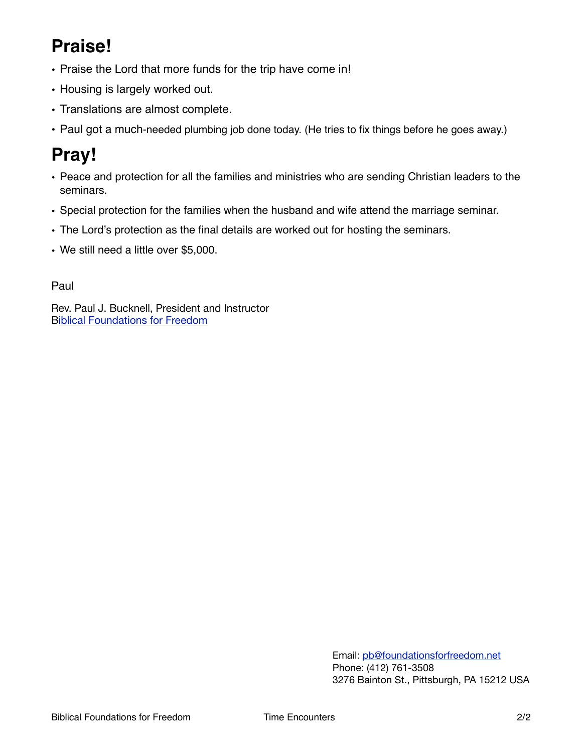# Praise!

- Praise the Lord that more funds for the trip have come in!
- Housing is largely worked out.
- Translations are almost complete.
- Paul got a much-needed plumbing job done today. (He tries to fix things before he goes away.)

# Pray!

- Peace and protection for all the families and ministries who are sending Christian leaders to the seminars.
- Special protection for the families when the husband and wife attend the marriage seminar.
- The Lord's protection as the final details are worked out for hosting the seminars.
- We still need a little over $5,000.

Paul

Rev. Paul J. Bucknell, President and Instructor
Biblical Foundations for Freedom

Email: pb@foundationsforfreedom.net
Phone: (412) 761-3508
3276 Bainton St., Pittsburgh, PA 15212 USA